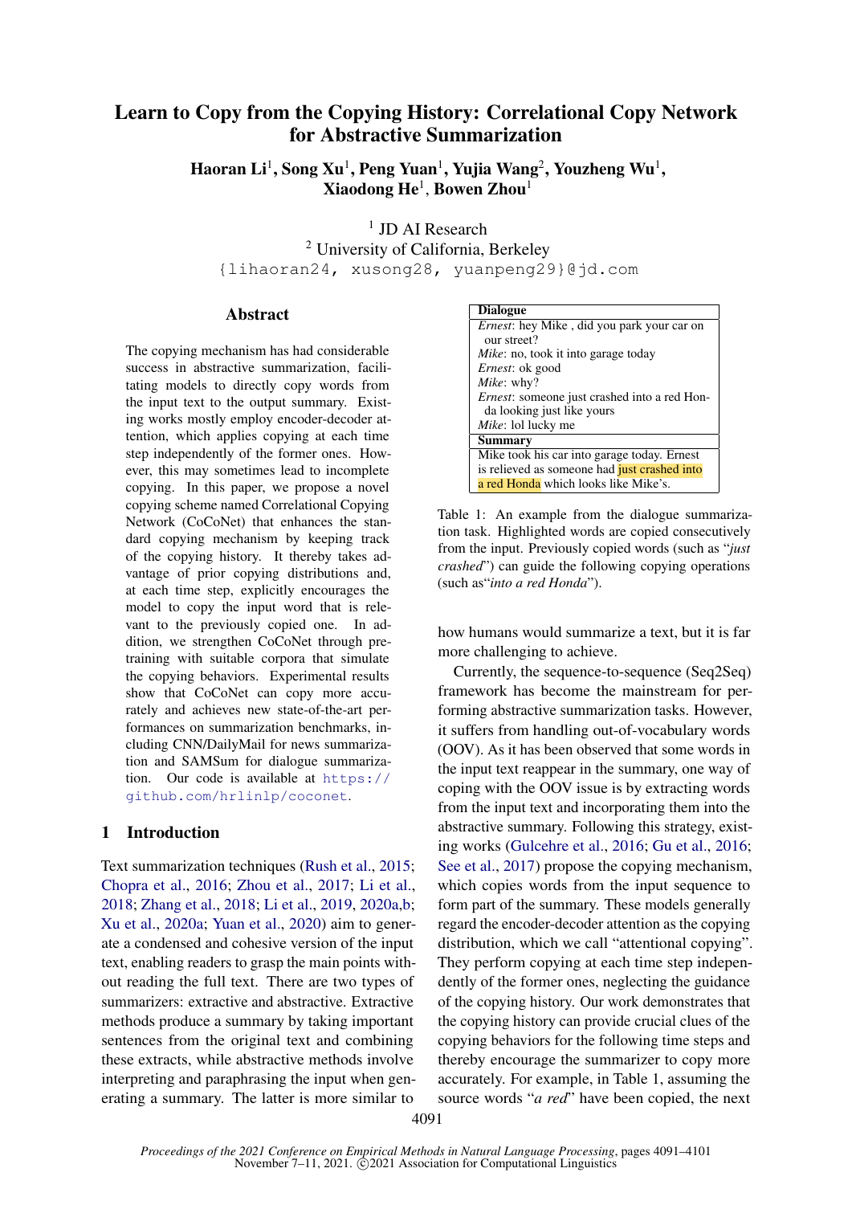# Learn to Copy from the Copying History: Correlational Copy Network for Abstractive Summarization

**Haoran Li[1], Song Xu[1], Peng Yuan[1], Yujia Wang[2], Youzheng Wu[1], Xiaodong He[1], Bowen Zhou[1]**

[1] JD AI Research
[2] University of California, Berkeley
{lihaoran24, xusong28, yuanpeng29}@jd.com

## Abstract

The copying mechanism has had considerable success in abstractive summarization, facilitating models to directly copy words from the input text to the output summary. Existing works mostly employ encoder-decoder attention, which applies copying at each time step independently of the former ones. However, this may sometimes lead to incomplete copying. In this paper, we propose a novel copying scheme named Correlational Copying Network (CoCoNet) that enhances the standard copying mechanism by keeping track of the copying history. It thereby takes advantage of prior copying distributions and, at each time step, explicitly encourages the model to copy the input word that is relevant to the previously copied one. In addition, we strengthen CoCoNet through pre-training with suitable corpora that simulate the copying behaviors. Experimental results show that CoCoNet can copy more accurately and achieves new state-of-the-art performances on summarization benchmarks, including CNN/DailyMail for news summarization and SAMSum for dialogue summarization. Our code is available at https://github.com/hrlinlp/coconet.

## 1 Introduction

Text summarization techniques (Rush et al., 2015; Chopra et al., 2016; Zhou et al., 2017; Li et al., 2018; Zhang et al., 2018; Li et al., 2019, 2020a,b; Xu et al., 2020a; Yuan et al., 2020) aim to generate a condensed and cohesive version of the input text, enabling readers to grasp the main points without reading the full text. There are two types of summarizers: extractive and abstractive. Extractive methods produce a summary by taking important sentences from the original text and combining these extracts, while abstractive methods involve interpreting and paraphrasing the input when generating a summary. The latter is more similar to how humans would summarize a text, but it is far more challenging to achieve.

| **Dialogue** |
|---|
| *Ernest*: hey Mike , did you park your car on our street? |
| *Mike*: no, took it into garage today |
| *Ernest*: ok good |
| *Mike*: why? |
| *Ernest*: someone just crashed into a red Honda looking just like yours |
| *Mike*: lol lucky me |
| **Summary** |
| Mike took his car into garage today. Ernest is relieved as someone had just crashed into a red Honda which looks like Mike's. |

Table 1: An example from the dialogue summarization task. Highlighted words are copied consecutively from the input. Previously copied words (such as "*just crashed*") can guide the following copying operations (such as"*into a red Honda*").

Currently, the sequence-to-sequence (Seq2Seq) framework has become the mainstream for performing abstractive summarization tasks. However, it suffers from handling out-of-vocabulary words (OOV). As it has been observed that some words in the input text reappear in the summary, one way of coping with the OOV issue is by extracting words from the input text and incorporating them into the abstractive summary. Following this strategy, existing works (Gulcehre et al., 2016; Gu et al., 2016; See et al., 2017) propose the copying mechanism, which copies words from the input sequence to form part of the summary. These models generally regard the encoder-decoder attention as the copying distribution, which we call "attentional copying". They perform copying at each time step independently of the former ones, neglecting the guidance of the copying history. Our work demonstrates that the copying history can provide crucial clues of the copying behaviors for the following time steps and thereby encourage the summarizer to copy more accurately. For example, in Table 1, assuming the source words "*a red*" have been copied, the next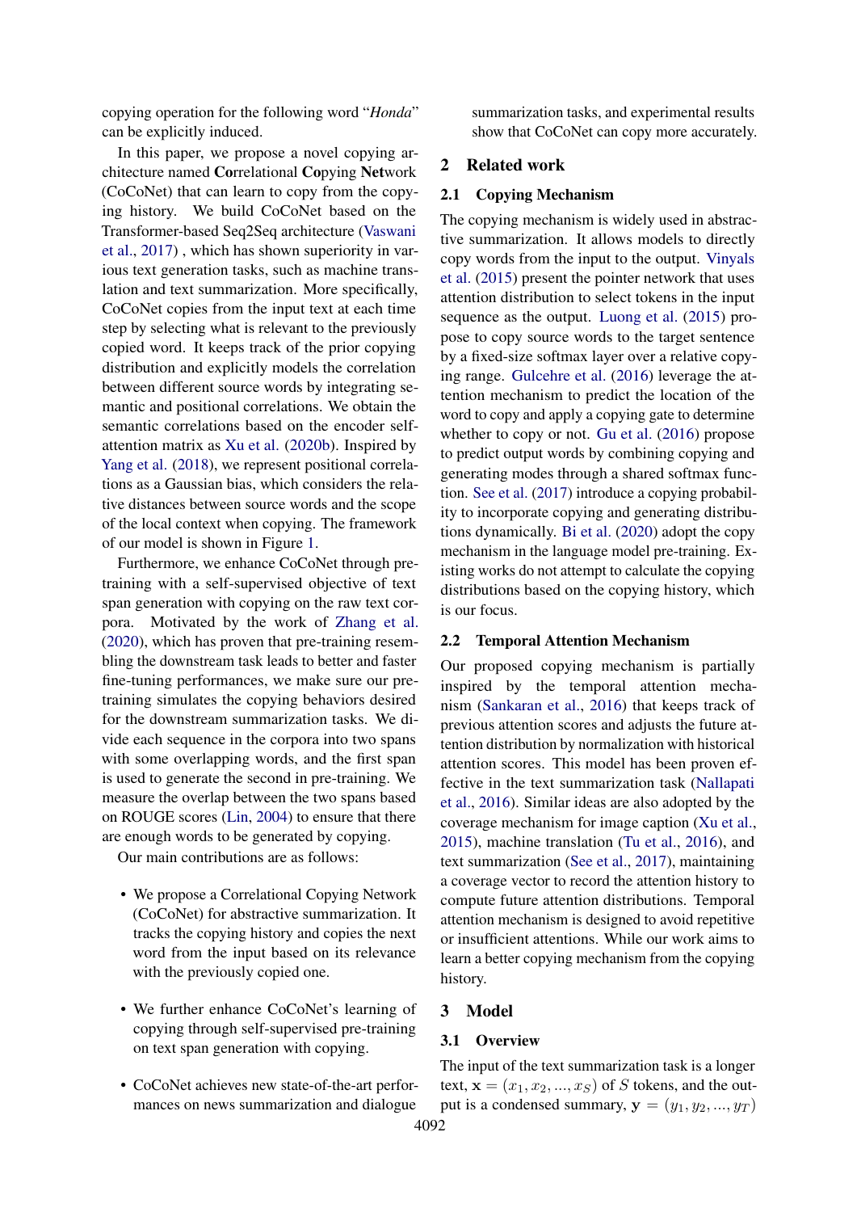copying operation for the following word "*Honda*" can be explicitly induced.

In this paper, we propose a novel copying architecture named **Co**rrelational **Co**pying **Net**work (CoCoNet) that can learn to copy from the copying history. We build CoCoNet based on the Transformer-based Seq2Seq architecture (Vaswani et al., 2017) , which has shown superiority in various text generation tasks, such as machine translation and text summarization. More specifically, CoCoNet copies from the input text at each time step by selecting what is relevant to the previously copied word. It keeps track of the prior copying distribution and explicitly models the correlation between different source words by integrating semantic and positional correlations. We obtain the semantic correlations based on the encoder self-attention matrix as Xu et al. (2020b). Inspired by Yang et al. (2018), we represent positional correlations as a Gaussian bias, which considers the relative distances between source words and the scope of the local context when copying. The framework of our model is shown in Figure 1.

Furthermore, we enhance CoCoNet through pre-training with a self-supervised objective of text span generation with copying on the raw text corpora. Motivated by the work of Zhang et al. (2020), which has proven that pre-training resembling the downstream task leads to better and faster fine-tuning performances, we make sure our pre-training simulates the copying behaviors desired for the downstream summarization tasks. We divide each sequence in the corpora into two spans with some overlapping words, and the first span is used to generate the second in pre-training. We measure the overlap between the two spans based on ROUGE scores (Lin, 2004) to ensure that there are enough words to be generated by copying.

Our main contributions are as follows:

- We propose a Correlational Copying Network (CoCoNet) for abstractive summarization. It tracks the copying history and copies the next word from the input based on its relevance with the previously copied one.
- We further enhance CoCoNet's learning of copying through self-supervised pre-training on text span generation with copying.
- CoCoNet achieves new state-of-the-art performances on news summarization and dialogue summarization tasks, and experimental results show that CoCoNet can copy more accurately.

## 2 Related work

### 2.1 Copying Mechanism

The copying mechanism is widely used in abstractive summarization. It allows models to directly copy words from the input to the output. Vinyals et al. (2015) present the pointer network that uses attention distribution to select tokens in the input sequence as the output. Luong et al. (2015) propose to copy source words to the target sentence by a fixed-size softmax layer over a relative copying range. Gulcehre et al. (2016) leverage the attention mechanism to predict the location of the word to copy and apply a copying gate to determine whether to copy or not. Gu et al. (2016) propose to predict output words by combining copying and generating modes through a shared softmax function. See et al. (2017) introduce a copying probability to incorporate copying and generating distributions dynamically. Bi et al. (2020) adopt the copy mechanism in the language model pre-training. Existing works do not attempt to calculate the copying distributions based on the copying history, which is our focus.

### 2.2 Temporal Attention Mechanism

Our proposed copying mechanism is partially inspired by the temporal attention mechanism (Sankaran et al., 2016) that keeps track of previous attention scores and adjusts the future attention distribution by normalization with historical attention scores. This model has been proven effective in the text summarization task (Nallapati et al., 2016). Similar ideas are also adopted by the coverage mechanism for image caption (Xu et al., 2015), machine translation (Tu et al., 2016), and text summarization (See et al., 2017), maintaining a coverage vector to record the attention history to compute future attention distributions. Temporal attention mechanism is designed to avoid repetitive or insufficient attentions. While our work aims to learn a better copying mechanism from the copying history.

## 3 Model

### 3.1 Overview

The input of the text summarization task is a longer text, $\mathbf{x} = (x_1, x_2, ..., x_S)$ of $S$ tokens, and the output is a condensed summary, $\mathbf{y} = (y_1, y_2, ..., y_T)$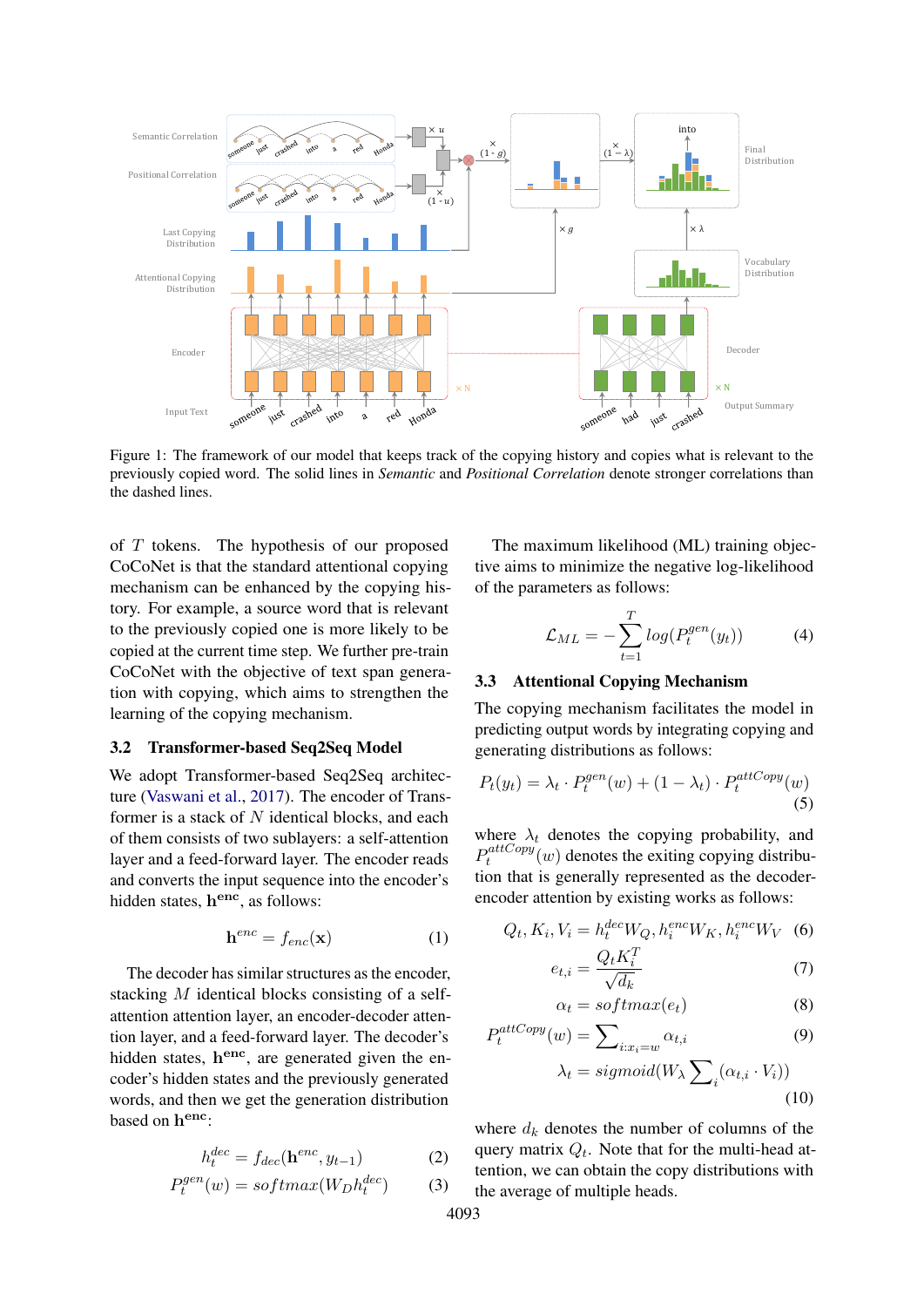Figure 1: The framework of our model that keeps track of the copying history and copies what is relevant to the previously copied word. The solid lines in *Semantic* and *Positional Correlation* denote stronger correlations than the dashed lines.

of $T$ tokens. The hypothesis of our proposed CoCoNet is that the standard attentional copying mechanism can be enhanced by the copying history. For example, a source word that is relevant to the previously copied one is more likely to be copied at the current time step. We further pre-train CoCoNet with the objective of text span generation with copying, which aims to strengthen the learning of the copying mechanism.

## 3.2 Transformer-based Seq2Seq Model

We adopt Transformer-based Seq2Seq architecture (Vaswani et al., 2017). The encoder of Transformer is a stack of $N$ identical blocks, and each of them consists of two sublayers: a self-attention layer and a feed-forward layer. The encoder reads and converts the input sequence into the encoder's hidden states, $\mathbf{h}^{\mathbf{enc}}$, as follows:

$$\mathbf{h}^{enc} = f_{enc}(\mathbf{x}) \tag{1}$$

The decoder has similar structures as the encoder, stacking $M$ identical blocks consisting of a self-attention attention layer, an encoder-decoder attention layer, and a feed-forward layer. The decoder's hidden states, $\mathbf{h}^{\mathbf{enc}}$, are generated given the encoder's hidden states and the previously generated words, and then we get the generation distribution based on $\mathbf{h}^{\mathbf{enc}}$:

$$h_t^{dec} = f_{dec}(\mathbf{h}^{enc}, y_{t-1}) \tag{2}$$

$$P_t^{gen}(w) = softmax(W_D h_t^{dec}) \tag{3}$$

The maximum likelihood (ML) training objective aims to minimize the negative log-likelihood of the parameters as follows:

$$\mathcal{L}_{ML} = -\sum_{t=1}^{T} log(P_t^{gen}(y_t)) \tag{4}$$

## 3.3 Attentional Copying Mechanism

The copying mechanism facilitates the model in predicting output words by integrating copying and generating distributions as follows:

$$P_t(y_t) = \lambda_t \cdot P_t^{gen}(w) + (1 - \lambda_t) \cdot P_t^{attCopy}(w) \tag{5}$$

where $\lambda_t$ denotes the copying probability, and $P_t^{attCopy}(w)$ denotes the exiting copying distribution that is generally represented as the decoder-encoder attention by existing works as follows:

$$Q_t, K_i, V_i = h_t^{dec} W_Q, h_i^{enc} W_K, h_i^{enc} W_V \tag{6}$$

$$e_{t,i} = \frac{Q_t K_i^T}{\sqrt{d_k}} \tag{7}$$

$$\alpha_t = softmax(e_t) \tag{8}$$

$$P_t^{attCopy}(w) = \sum\nolimits_{i:x_i=w} \alpha_{t,i} \tag{9}$$

$$\lambda_t = sigmoid(W_\lambda \sum\nolimits_i (\alpha_{t,i} \cdot V_i)) \tag{10}$$

where $d_k$ denotes the number of columns of the query matrix $Q_t$. Note that for the multi-head attention, we can obtain the copy distributions with the average of multiple heads.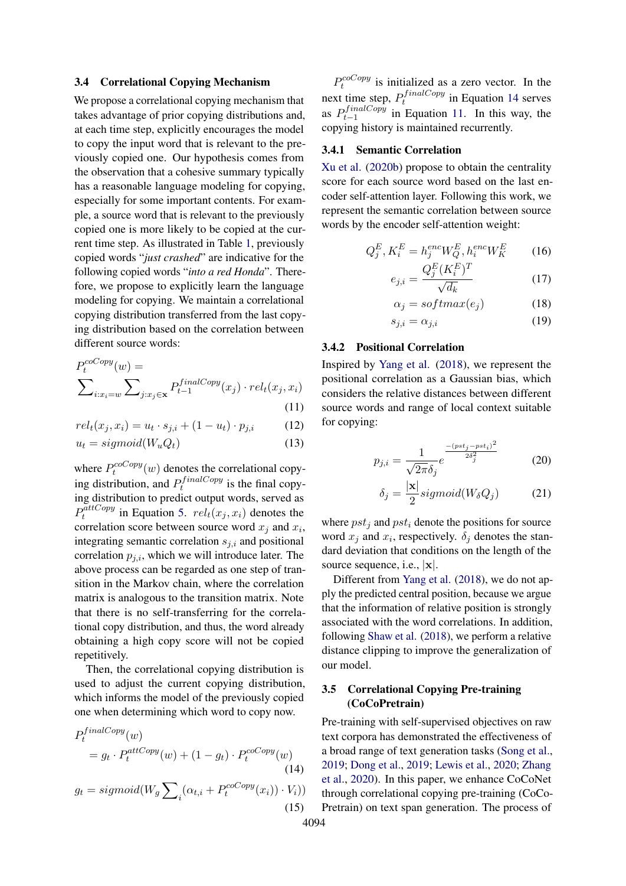### 3.4 Correlational Copying Mechanism

We propose a correlational copying mechanism that takes advantage of prior copying distributions and, at each time step, explicitly encourages the model to copy the input word that is relevant to the previously copied one. Our hypothesis comes from the observation that a cohesive summary typically has a reasonable language modeling for copying, especially for some important contents. For example, a source word that is relevant to the previously copied one is more likely to be copied at the current time step. As illustrated in Table 1, previously copied words "*just crashed*" are indicative for the following copied words "*into a red Honda*". Therefore, we propose to explicitly learn the language modeling for copying. We maintain a correlational copying distribution transferred from the last copying distribution based on the correlation between different source words:

$$P_t^{coCopy}(w) = \sum_{i:x_i=w} \sum_{j:x_j \in \mathbf{x}} P_{t-1}^{finalCopy}(x_j) \cdot rel_t(x_j, x_i) \tag{11}$$

$$rel_t(x_j, x_i) = u_t \cdot s_{j,i} + (1 - u_t) \cdot p_{j,i} \tag{12}$$

$$u_t = sigmoid(W_u Q_t) \tag{13}$$

where $P_t^{coCopy}(w)$ denotes the correlational copying distribution, and $P_t^{finalCopy}$ is the final copying distribution to predict output words, served as $P_t^{attCopy}$ in Equation 5. $rel_t(x_j, x_i)$ denotes the correlation score between source word $x_j$ and $x_i$, integrating semantic correlation $s_{j,i}$ and positional correlation $p_{j,i}$, which we will introduce later. The above process can be regarded as one step of transition in the Markov chain, where the correlation matrix is analogous to the transition matrix. Note that there is no self-transferring for the correlational copy distribution, and thus, the word already obtaining a high copy score will not be copied repetitively.

Then, the correlational copying distribution is used to adjust the current copying distribution, which informs the model of the previously copied one when determining which word to copy now.

$$P_t^{finalCopy}(w) = g_t \cdot P_t^{attCopy}(w) + (1 - g_t) \cdot P_t^{coCopy}(w) \tag{14}$$

$$g_t = sigmoid(W_g \sum_i (\alpha_{t,i} + P_t^{coCopy}(x_i)) \cdot V_i)) \tag{15}$$

$P_t^{coCopy}$ is initialized as a zero vector. In the next time step, $P_t^{finalCopy}$ in Equation 14 serves as $P_{t-1}^{finalCopy}$ in Equation 11. In this way, the copying history is maintained recurrently.

#### 3.4.1 Semantic Correlation

Xu et al. (2020b) propose to obtain the centrality score for each source word based on the last encoder self-attention layer. Following this work, we represent the semantic correlation between source words by the encoder self-attention weight:

$$Q_j^E, K_i^E = h_j^{enc} W_Q^E, h_i^{enc} W_K^E \tag{16}$$

$$e_{j,i} = \frac{Q_j^E (K_i^E)^T}{\sqrt{d_k}} \tag{17}$$

$$\alpha_j = softmax(e_j) \tag{18}$$

$$s_{j,i} = \alpha_{j,i} \tag{19}$$

#### 3.4.2 Positional Correlation

Inspired by Yang et al. (2018), we represent the positional correlation as a Gaussian bias, which considers the relative distances between different source words and range of local context suitable for copying:

$$p_{j,i} = \frac{1}{\sqrt{2\pi}\delta_j} e^{\frac{-(pst_j - pst_i)^2}{2\delta_j^2}} \tag{20}$$

$$\delta_j = \frac{|\mathbf{x}|}{2} sigmoid(W_\delta Q_j) \tag{21}$$

where $pst_j$ and $pst_i$ denote the positions for source word $x_j$ and $x_i$, respectively. $\delta_j$ denotes the standard deviation that conditions on the length of the source sequence, i.e., $|\mathbf{x}|$.

Different from Yang et al. (2018), we do not apply the predicted central position, because we argue that the information of relative position is strongly associated with the word correlations. In addition, following Shaw et al. (2018), we perform a relative distance clipping to improve the generalization of our model.

### 3.5 Correlational Copying Pre-training (CoCoPretrain)

Pre-training with self-supervised objectives on raw text corpora has demonstrated the effectiveness of a broad range of text generation tasks (Song et al., 2019; Dong et al., 2019; Lewis et al., 2020; Zhang et al., 2020). In this paper, we enhance CoCoNet through correlational copying pre-training (CoCoPretrain) on text span generation. The process of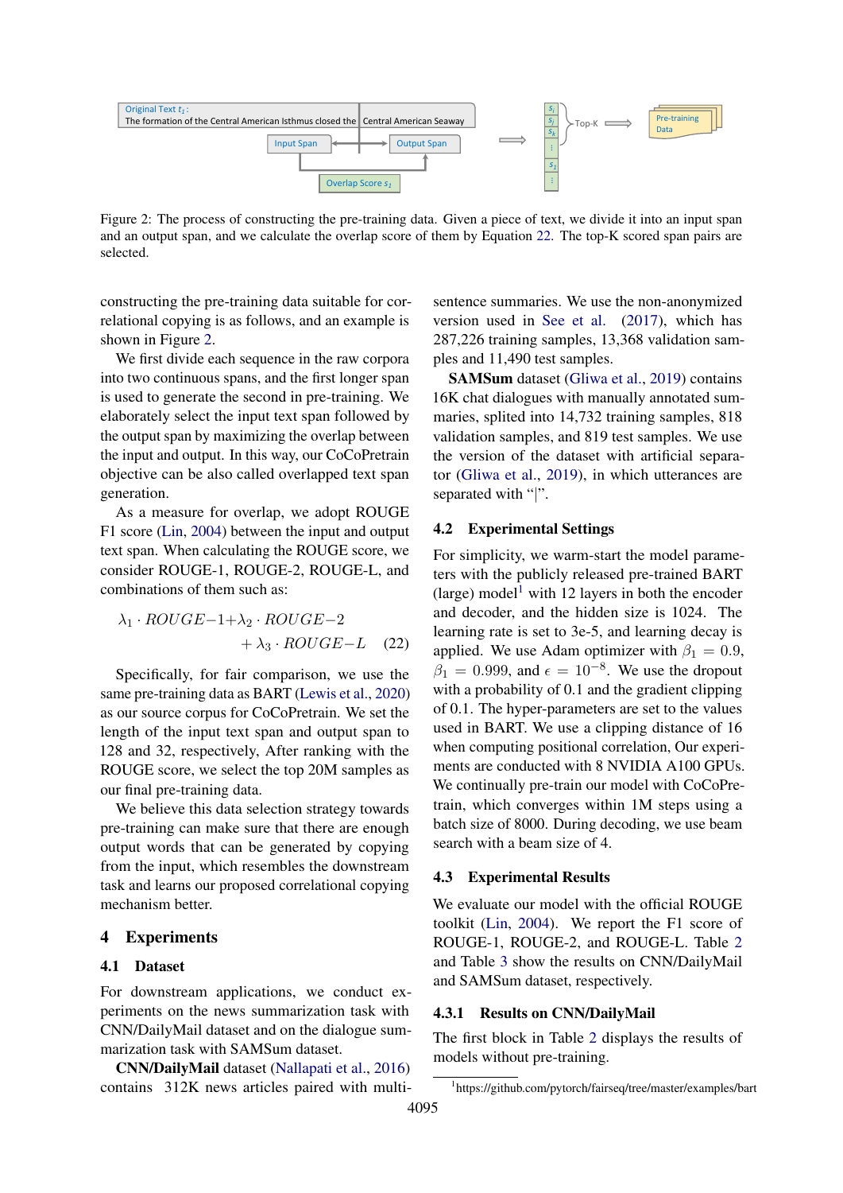Figure 2: The process of constructing the pre-training data. Given a piece of text, we divide it into an input span and an output span, and we calculate the overlap score of them by Equation 22. The top-K scored span pairs are selected.

constructing the pre-training data suitable for correlational copying is as follows, and an example is shown in Figure 2.

We first divide each sequence in the raw corpora into two continuous spans, and the first longer span is used to generate the second in pre-training. We elaborately select the input text span followed by the output span by maximizing the overlap between the input and output. In this way, our CoCoPretrain objective can be also called overlapped text span generation.

As a measure for overlap, we adopt ROUGE F1 score (Lin, 2004) between the input and output text span. When calculating the ROUGE score, we consider ROUGE-1, ROUGE-2, ROUGE-L, and combinations of them such as:

$$\lambda_1 \cdot ROUGE{-}1 + \lambda_2 \cdot ROUGE{-}2 + \lambda_3 \cdot ROUGE{-}L \quad (22)$$

Specifically, for fair comparison, we use the same pre-training data as BART (Lewis et al., 2020) as our source corpus for CoCoPretrain. We set the length of the input text span and output span to 128 and 32, respectively, After ranking with the ROUGE score, we select the top 20M samples as our final pre-training data.

We believe this data selection strategy towards pre-training can make sure that there are enough output words that can be generated by copying from the input, which resembles the downstream task and learns our proposed correlational copying mechanism better.

# 4 Experiments

## 4.1 Dataset

For downstream applications, we conduct experiments on the news summarization task with CNN/DailyMail dataset and on the dialogue summarization task with SAMSum dataset.

**CNN/DailyMail** dataset (Nallapati et al., 2016) contains 312K news articles paired with multi-sentence summaries. We use the non-anonymized version used in See et al. (2017), which has 287,226 training samples, 13,368 validation samples and 11,490 test samples.

**SAMSum** dataset (Gliwa et al., 2019) contains 16K chat dialogues with manually annotated summaries, splited into 14,732 training samples, 818 validation samples, and 819 test samples. We use the version of the dataset with artificial separator (Gliwa et al., 2019), in which utterances are separated with "|".

## 4.2 Experimental Settings

For simplicity, we warm-start the model parameters with the publicly released pre-trained BART (large) model[1] with 12 layers in both the encoder and decoder, and the hidden size is 1024. The learning rate is set to 3e-5, and learning decay is applied. We use Adam optimizer with $\beta_1 = 0.9$, $\beta_1 = 0.999$, and $\epsilon = 10^{-8}$. We use the dropout with a probability of 0.1 and the gradient clipping of 0.1. The hyper-parameters are set to the values used in BART. We use a clipping distance of 16 when computing positional correlation, Our experiments are conducted with 8 NVIDIA A100 GPUs. We continually pre-train our model with CoCoPretrain, which converges within 1M steps using a batch size of 8000. During decoding, we use beam search with a beam size of 4.

## 4.3 Experimental Results

We evaluate our model with the official ROUGE toolkit (Lin, 2004). We report the F1 score of ROUGE-1, ROUGE-2, and ROUGE-L. Table 2 and Table 3 show the results on CNN/DailyMail and SAMSum dataset, respectively.

### 4.3.1 Results on CNN/DailyMail

The first block in Table 2 displays the results of models without pre-training.

[1] https://github.com/pytorch/fairseq/tree/master/examples/bart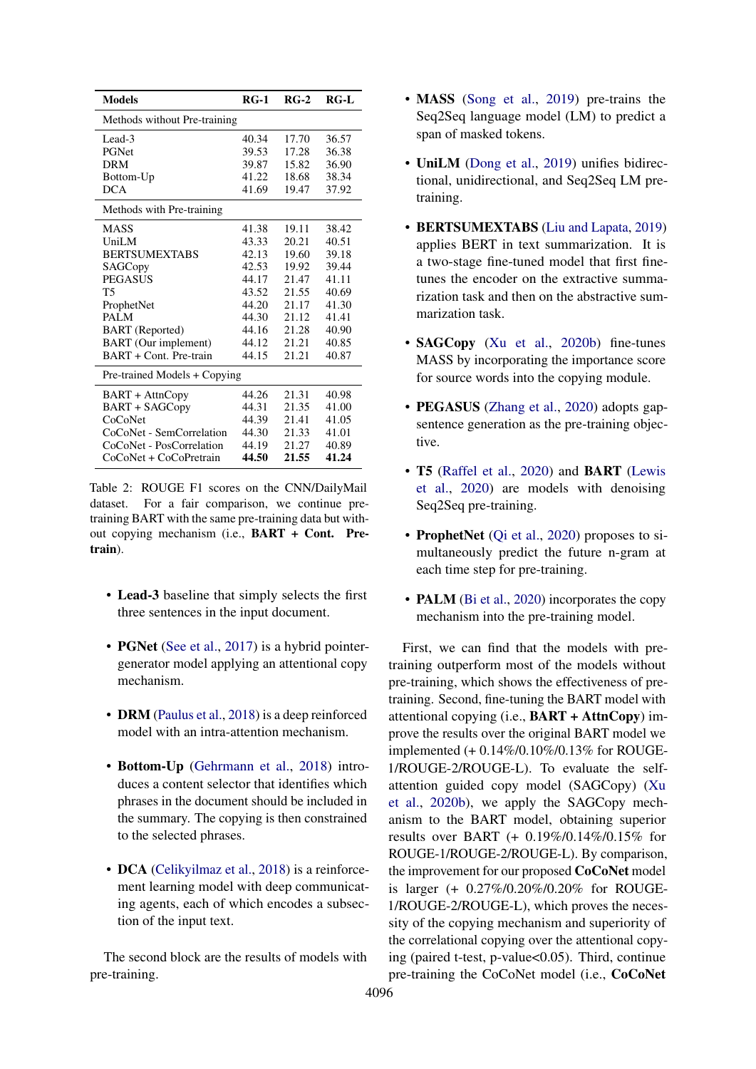| Models | RG-1 | RG-2 | RG-L |
|---|---|---|---|
| *Methods without Pre-training* | | | |
| Lead-3 | 40.34 | 17.70 | 36.57 |
| PGNet | 39.53 | 17.28 | 36.38 |
| DRM | 39.87 | 15.82 | 36.90 |
| Bottom-Up | 41.22 | 18.68 | 38.34 |
| DCA | 41.69 | 19.47 | 37.92 |
| *Methods with Pre-training* | | | |
| MASS | 41.38 | 19.11 | 38.42 |
| UniLM | 43.33 | 20.21 | 40.51 |
| BERTSUMEXTABS | 42.13 | 19.60 | 39.18 |
| SAGCopy | 42.53 | 19.92 | 39.44 |
| PEGASUS | 44.17 | 21.47 | 41.11 |
| T5 | 43.52 | 21.55 | 40.69 |
| ProphetNet | 44.20 | 21.17 | 41.30 |
| PALM | 44.30 | 21.12 | 41.41 |
| BART (Reported) | 44.16 | 21.28 | 40.90 |
| BART (Our implement) | 44.12 | 21.21 | 40.85 |
| BART + Cont. Pre-train | 44.15 | 21.21 | 40.87 |
| *Pre-trained Models + Copying* | | | |
| BART + AttnCopy | 44.26 | 21.31 | 40.98 |
| BART + SAGCopy | 44.31 | 21.35 | 41.00 |
| CoCoNet | 44.39 | 21.41 | 41.05 |
| CoCoNet - SemCorrelation | 44.30 | 21.33 | 41.01 |
| CoCoNet - PosCorrelation | 44.19 | 21.27 | 40.89 |
| CoCoNet + CoCoPretrain | **44.50** | **21.55** | **41.24** |

Table 2: ROUGE F1 scores on the CNN/DailyMail dataset. For a fair comparison, we continue pre-training BART with the same pre-training data without copying mechanism (i.e., **BART + Cont. Pre-train**).

- **Lead-3** baseline that simply selects the first three sentences in the input document.
- **PGNet** (See et al., 2017) is a hybrid pointer-generator model applying an attentional copy mechanism.
- **DRM** (Paulus et al., 2018) is a deep reinforced model with an intra-attention mechanism.
- **Bottom-Up** (Gehrmann et al., 2018) introduces a content selector that identifies which phrases in the document should be included in the summary. The copying is then constrained to the selected phrases.
- **DCA** (Celikyilmaz et al., 2018) is a reinforcement learning model with deep communicating agents, each of which encodes a subsection of the input text.

The second block are the results of models with pre-training.

- **MASS** (Song et al., 2019) pre-trains the Seq2Seq language model (LM) to predict a span of masked tokens.
- **UniLM** (Dong et al., 2019) unifies bidirectional, unidirectional, and Seq2Seq LM pre-training.
- **BERTSUMEXTABS** (Liu and Lapata, 2019) applies BERT in text summarization. It is a two-stage fine-tuned model that first fine-tunes the encoder on the extractive summarization task and then on the abstractive summarization task.
- **SAGCopy** (Xu et al., 2020b) fine-tunes MASS by incorporating the importance score for source words into the copying module.
- **PEGASUS** (Zhang et al., 2020) adopts gap-sentence generation as the pre-training objective.
- **T5** (Raffel et al., 2020) and **BART** (Lewis et al., 2020) are models with denoising Seq2Seq pre-training.
- **ProphetNet** (Qi et al., 2020) proposes to simultaneously predict the future n-gram at each time step for pre-training.
- **PALM** (Bi et al., 2020) incorporates the copy mechanism into the pre-training model.

First, we can find that the models with pre-training outperform most of the models without pre-training, which shows the effectiveness of pre-training. Second, fine-tuning the BART model with attentional copying (i.e., **BART + AttnCopy**) improve the results over the original BART model we implemented (+ 0.14%/0.10%/0.13% for ROUGE-1/ROUGE-2/ROUGE-L). To evaluate the self-attention guided copy model (SAGCopy) (Xu et al., 2020b), we apply the SAGCopy mechanism to the BART model, obtaining superior results over BART (+ 0.19%/0.14%/0.15% for ROUGE-1/ROUGE-2/ROUGE-L). By comparison, the improvement for our proposed **CoCoNet** model is larger (+ 0.27%/0.20%/0.20% for ROUGE-1/ROUGE-2/ROUGE-L), which proves the necessity of the copying mechanism and superiority of the correlational copying over the attentional copying (paired t-test, p-value<0.05). Third, continue pre-training the CoCoNet model (i.e., **CoCoNet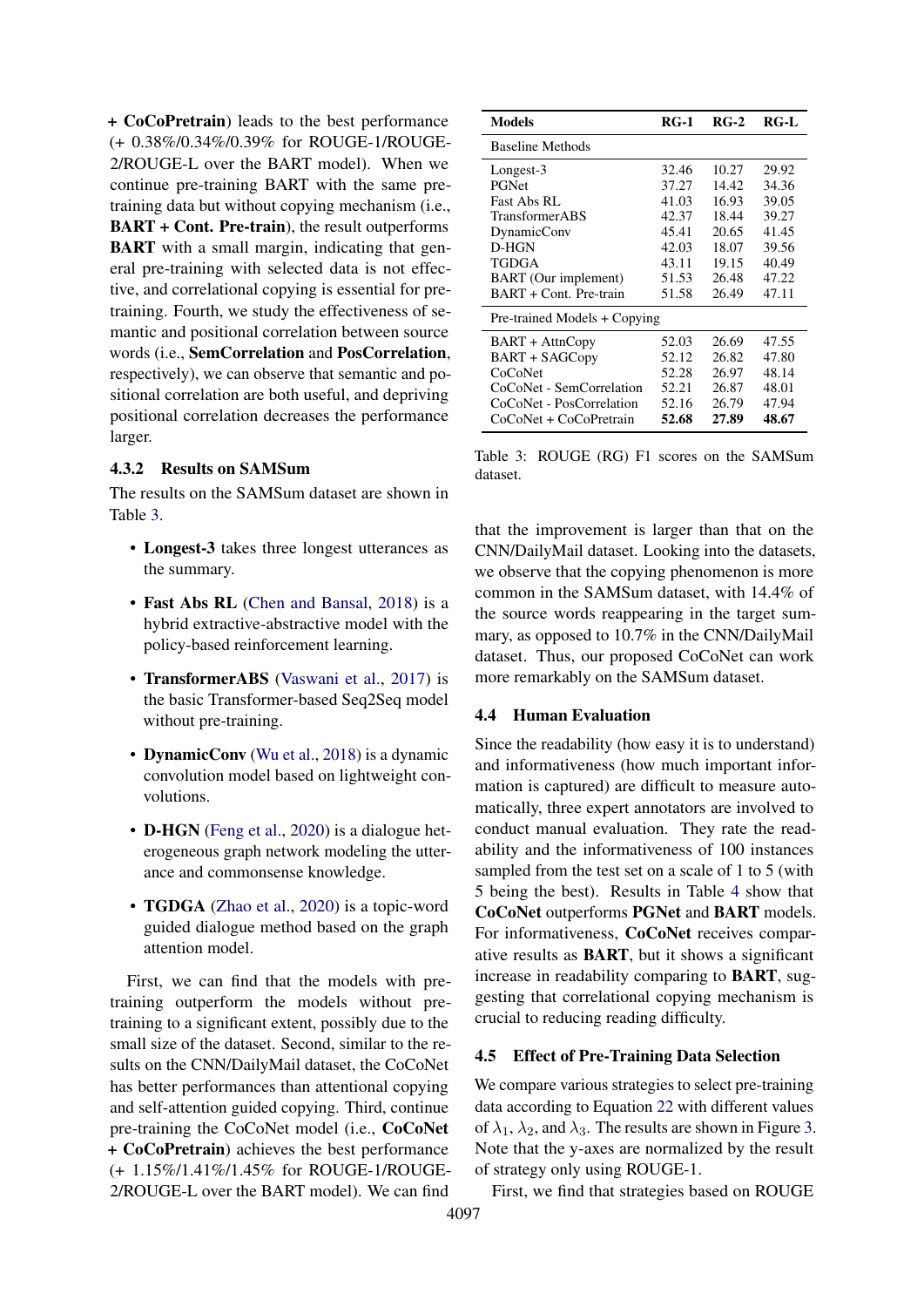+ **CoCoPretrain**) leads to the best performance (+ 0.38%/0.34%/0.39% for ROUGE-1/ROUGE-2/ROUGE-L over the BART model). When we continue pre-training BART with the same pre-training data but without copying mechanism (i.e., **BART + Cont. Pre-train**), the result outperforms **BART** with a small margin, indicating that general pre-training with selected data is not effective, and correlational copying is essential for pre-training. Fourth, we study the effectiveness of semantic and positional correlation between source words (i.e., **SemCorrelation** and **PosCorrelation**, respectively), we can observe that semantic and positional correlation are both useful, and depriving positional correlation decreases the performance larger.

#### 4.3.2 Results on SAMSum

The results on the SAMSum dataset are shown in Table 3.

- **Longest-3** takes three longest utterances as the summary.
- **Fast Abs RL** (Chen and Bansal, 2018) is a hybrid extractive-abstractive model with the policy-based reinforcement learning.
- **TransformerABS** (Vaswani et al., 2017) is the basic Transformer-based Seq2Seq model without pre-training.
- **DynamicConv** (Wu et al., 2018) is a dynamic convolution model based on lightweight convolutions.
- **D-HGN** (Feng et al., 2020) is a dialogue heterogeneous graph network modeling the utterance and commonsense knowledge.
- **TGDGA** (Zhao et al., 2020) is a topic-word guided dialogue method based on the graph attention model.

First, we can find that the models with pre-training outperform the models without pre-training to a significant extent, possibly due to the small size of the dataset. Second, similar to the results on the CNN/DailyMail dataset, the CoCoNet has better performances than attentional copying and self-attention guided copying. Third, continue pre-training the CoCoNet model (i.e., **CoCoNet + CoCoPretrain**) achieves the best performance (+ 1.15%/1.41%/1.45% for ROUGE-1/ROUGE-2/ROUGE-L over the BART model). We can find

| Models | RG-1 | RG-2 | RG-L |
|---|---|---|---|
| Baseline Methods | | | |
| Longest-3 | 32.46 | 10.27 | 29.92 |
| PGNet | 37.27 | 14.42 | 34.36 |
| Fast Abs RL | 41.03 | 16.93 | 39.05 |
| TransformerABS | 42.37 | 18.44 | 39.27 |
| DynamicConv | 45.41 | 20.65 | 41.45 |
| D-HGN | 42.03 | 18.07 | 39.56 |
| TGDGA | 43.11 | 19.15 | 40.49 |
| BART (Our implement) | 51.53 | 26.48 | 47.22 |
| BART + Cont. Pre-train | 51.58 | 26.49 | 47.11 |
| Pre-trained Models + Copying | | | |
| BART + AttnCopy | 52.03 | 26.69 | 47.55 |
| BART + SAGCopy | 52.12 | 26.82 | 47.80 |
| CoCoNet | 52.28 | 26.97 | 48.14 |
| CoCoNet - SemCorrelation | 52.21 | 26.87 | 48.01 |
| CoCoNet - PosCorrelation | 52.16 | 26.79 | 47.94 |
| CoCoNet + CoCoPretrain | **52.68** | **27.89** | **48.67** |

Table 3: ROUGE (RG) F1 scores on the SAMSum dataset.

that the improvement is larger than that on the CNN/DailyMail dataset. Looking into the datasets, we observe that the copying phenomenon is more common in the SAMSum dataset, with 14.4% of the source words reappearing in the target summary, as opposed to 10.7% in the CNN/DailyMail dataset. Thus, our proposed CoCoNet can work more remarkably on the SAMSum dataset.

### 4.4 Human Evaluation

Since the readability (how easy it is to understand) and informativeness (how much important information is captured) are difficult to measure automatically, three expert annotators are involved to conduct manual evaluation. They rate the readability and the informativeness of 100 instances sampled from the test set on a scale of 1 to 5 (with 5 being the best). Results in Table 4 show that **CoCoNet** outperforms **PGNet** and **BART** models. For informativeness, **CoCoNet** receives comparative results as **BART**, but it shows a significant increase in readability comparing to **BART**, suggesting that correlational copying mechanism is crucial to reducing reading difficulty.

### 4.5 Effect of Pre-Training Data Selection

We compare various strategies to select pre-training data according to Equation 22 with different values of $\lambda_1$, $\lambda_2$, and $\lambda_3$. The results are shown in Figure 3. Note that the y-axes are normalized by the result of strategy only using ROUGE-1.

First, we find that strategies based on ROUGE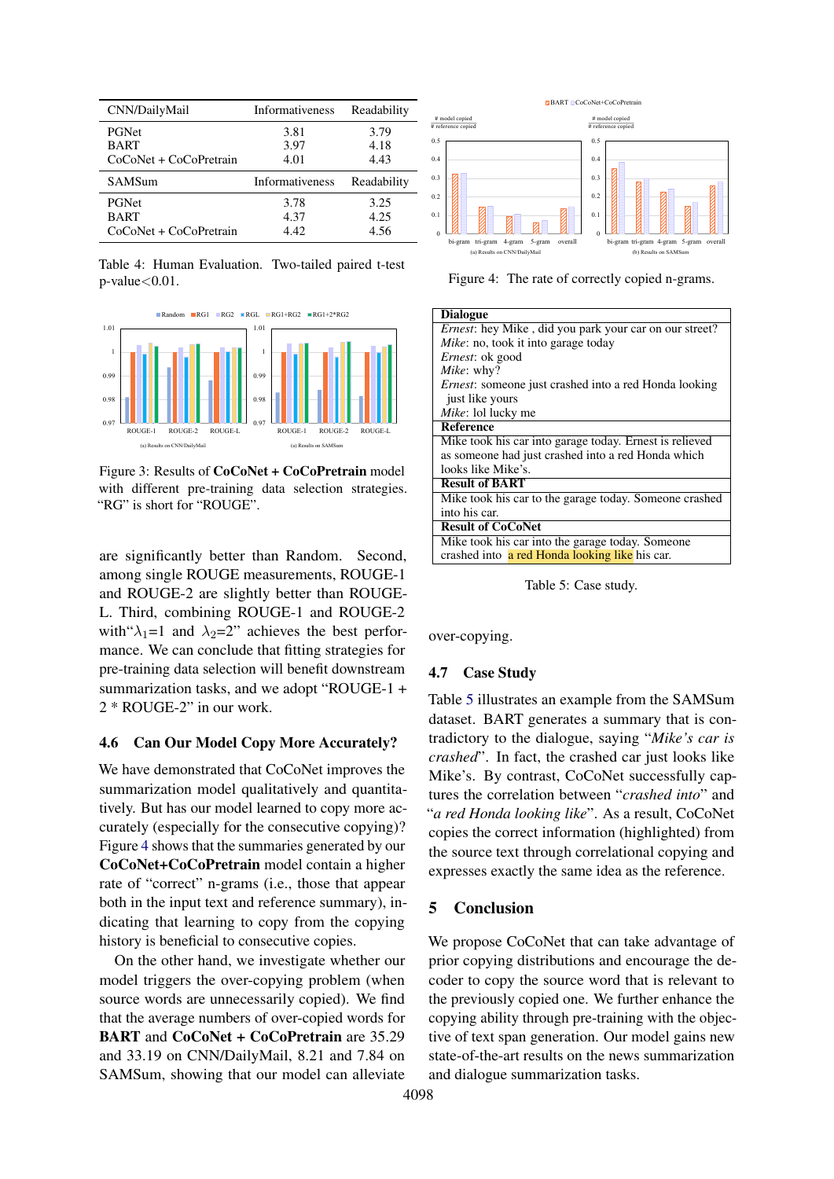| CNN/DailyMail | Informativeness | Readability |
|---|---|---|
| PGNet | 3.81 | 3.79 |
| BART | 3.97 | 4.18 |
| CoCoNet + CoCoPretrain | 4.01 | 4.43 |
| **SAMSum** | **Informativeness** | **Readability** |
| PGNet | 3.78 | 3.25 |
| BART | 4.37 | 4.25 |
| CoCoNet + CoCoPretrain | 4.42 | 4.56 |

Table 4: Human Evaluation. Two-tailed paired t-test p-value<0.01.

Figure 3: Results of **CoCoNet + CoCoPretrain** model with different pre-training data selection strategies. "RG" is short for "ROUGE".

are significantly better than Random. Second, among single ROUGE measurements, ROUGE-1 and ROUGE-2 are slightly better than ROUGE-L. Third, combining ROUGE-1 and ROUGE-2 with"$\lambda_1$=1 and $\lambda_2$=2" achieves the best performance. We can conclude that fitting strategies for pre-training data selection will benefit downstream summarization tasks, and we adopt "ROUGE-1 + 2 * ROUGE-2" in our work.

### 4.6 Can Our Model Copy More Accurately?

We have demonstrated that CoCoNet improves the summarization model qualitatively and quantitatively. But has our model learned to copy more accurately (especially for the consecutive copying)? Figure 4 shows that the summaries generated by our **CoCoNet+CoCoPretrain** model contain a higher rate of "correct" n-grams (i.e., those that appear both in the input text and reference summary), indicating that learning to copy from the copying history is beneficial to consecutive copies.

On the other hand, we investigate whether our model triggers the over-copying problem (when source words are unnecessarily copied). We find that the average numbers of over-copied words for **BART** and **CoCoNet + CoCoPretrain** are 35.29 and 33.19 on CNN/DailyMail, 8.21 and 7.84 on SAMSum, showing that our model can alleviate over-copying.

Figure 4: The rate of correctly copied n-grams.

| **Dialogue** |
|---|
| *Ernest*: hey Mike , did you park your car on our street? *Mike*: no, took it into garage today *Ernest*: ok good *Mike*: why? *Ernest*: someone just crashed into a red Honda looking just like yours *Mike*: lol lucky me |
| **Reference** |
| Mike took his car into garage today. Ernest is relieved as someone had just crashed into a red Honda which looks like Mike's. |
| **Result of BART** |
| Mike took his car to the garage today. Someone crashed into his car. |
| **Result of CoCoNet** |
| Mike took his car into the garage today. Someone crashed into a red Honda looking like his car. |

Table 5: Case study.

### 4.7 Case Study

Table 5 illustrates an example from the SAMSum dataset. BART generates a summary that is contradictory to the dialogue, saying "*Mike's car is crashed*". In fact, the crashed car just looks like Mike's. By contrast, CoCoNet successfully captures the correlation between "*crashed into*" and "*a red Honda looking like*". As a result, CoCoNet copies the correct information (highlighted) from the source text through correlational copying and expresses exactly the same idea as the reference.

## 5 Conclusion

We propose CoCoNet that can take advantage of prior copying distributions and encourage the decoder to copy the source word that is relevant to the previously copied one. We further enhance the copying ability through pre-training with the objective of text span generation. Our model gains new state-of-the-art results on the news summarization and dialogue summarization tasks.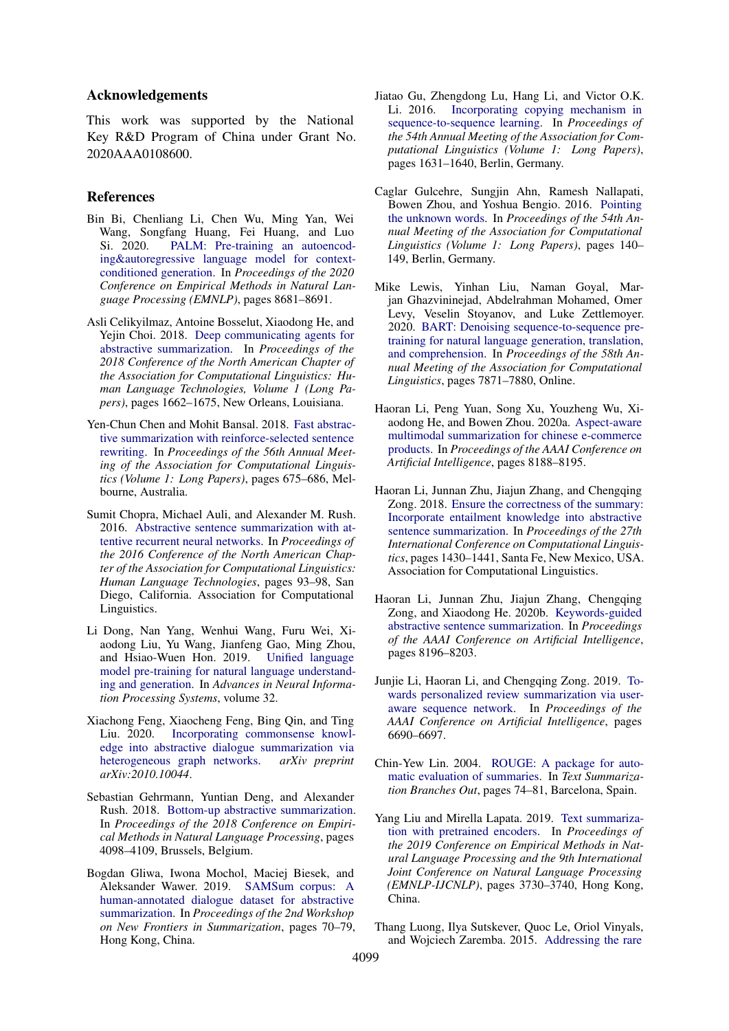## Acknowledgements

This work was supported by the National Key R&D Program of China under Grant No. 2020AAA0108600.

## References

Bin Bi, Chenliang Li, Chen Wu, Ming Yan, Wei Wang, Songfang Huang, Fei Huang, and Luo Si. 2020. PALM: Pre-training an autoencoding&autoregressive language model for context-conditioned generation. In *Proceedings of the 2020 Conference on Empirical Methods in Natural Language Processing (EMNLP)*, pages 8681–8691.

Asli Celikyilmaz, Antoine Bosselut, Xiaodong He, and Yejin Choi. 2018. Deep communicating agents for abstractive summarization. In *Proceedings of the 2018 Conference of the North American Chapter of the Association for Computational Linguistics: Human Language Technologies, Volume 1 (Long Papers)*, pages 1662–1675, New Orleans, Louisiana.

Yen-Chun Chen and Mohit Bansal. 2018. Fast abstractive summarization with reinforce-selected sentence rewriting. In *Proceedings of the 56th Annual Meeting of the Association for Computational Linguistics (Volume 1: Long Papers)*, pages 675–686, Melbourne, Australia.

Sumit Chopra, Michael Auli, and Alexander M. Rush. 2016. Abstractive sentence summarization with attentive recurrent neural networks. In *Proceedings of the 2016 Conference of the North American Chapter of the Association for Computational Linguistics: Human Language Technologies*, pages 93–98, San Diego, California. Association for Computational Linguistics.

Li Dong, Nan Yang, Wenhui Wang, Furu Wei, Xiaodong Liu, Yu Wang, Jianfeng Gao, Ming Zhou, and Hsiao-Wuen Hon. 2019. Unified language model pre-training for natural language understanding and generation. In *Advances in Neural Information Processing Systems*, volume 32.

Xiachong Feng, Xiaocheng Feng, Bing Qin, and Ting Liu. 2020. Incorporating commonsense knowledge into abstractive dialogue summarization via heterogeneous graph networks. *arXiv preprint arXiv:2010.10044*.

Sebastian Gehrmann, Yuntian Deng, and Alexander Rush. 2018. Bottom-up abstractive summarization. In *Proceedings of the 2018 Conference on Empirical Methods in Natural Language Processing*, pages 4098–4109, Brussels, Belgium.

Bogdan Gliwa, Iwona Mochol, Maciej Biesek, and Aleksander Wawer. 2019. SAMSum corpus: A human-annotated dialogue dataset for abstractive summarization. In *Proceedings of the 2nd Workshop on New Frontiers in Summarization*, pages 70–79, Hong Kong, China.

Jiatao Gu, Zhengdong Lu, Hang Li, and Victor O.K. Li. 2016. Incorporating copying mechanism in sequence-to-sequence learning. In *Proceedings of the 54th Annual Meeting of the Association for Computational Linguistics (Volume 1: Long Papers)*, pages 1631–1640, Berlin, Germany.

Caglar Gulcehre, Sungjin Ahn, Ramesh Nallapati, Bowen Zhou, and Yoshua Bengio. 2016. Pointing the unknown words. In *Proceedings of the 54th Annual Meeting of the Association for Computational Linguistics (Volume 1: Long Papers)*, pages 140–149, Berlin, Germany.

Mike Lewis, Yinhan Liu, Naman Goyal, Marjan Ghazvininejad, Abdelrahman Mohamed, Omer Levy, Veselin Stoyanov, and Luke Zettlemoyer. 2020. BART: Denoising sequence-to-sequence pre-training for natural language generation, translation, and comprehension. In *Proceedings of the 58th Annual Meeting of the Association for Computational Linguistics*, pages 7871–7880, Online.

Haoran Li, Peng Yuan, Song Xu, Youzheng Wu, Xiaodong He, and Bowen Zhou. 2020a. Aspect-aware multimodal summarization for chinese e-commerce products. In *Proceedings of the AAAI Conference on Artificial Intelligence*, pages 8188–8195.

Haoran Li, Junnan Zhu, Jiajun Zhang, and Chengqing Zong. 2018. Ensure the correctness of the summary: Incorporate entailment knowledge into abstractive sentence summarization. In *Proceedings of the 27th International Conference on Computational Linguistics*, pages 1430–1441, Santa Fe, New Mexico, USA. Association for Computational Linguistics.

Haoran Li, Junnan Zhu, Jiajun Zhang, Chengqing Zong, and Xiaodong He. 2020b. Keywords-guided abstractive sentence summarization. In *Proceedings of the AAAI Conference on Artificial Intelligence*, pages 8196–8203.

Junjie Li, Haoran Li, and Chengqing Zong. 2019. Towards personalized review summarization via user-aware sequence network. In *Proceedings of the AAAI Conference on Artificial Intelligence*, pages 6690–6697.

Chin-Yew Lin. 2004. ROUGE: A package for automatic evaluation of summaries. In *Text Summarization Branches Out*, pages 74–81, Barcelona, Spain.

Yang Liu and Mirella Lapata. 2019. Text summarization with pretrained encoders. In *Proceedings of the 2019 Conference on Empirical Methods in Natural Language Processing and the 9th International Joint Conference on Natural Language Processing (EMNLP-IJCNLP)*, pages 3730–3740, Hong Kong, China.

Thang Luong, Ilya Sutskever, Quoc Le, Oriol Vinyals, and Wojciech Zaremba. 2015. Addressing the rare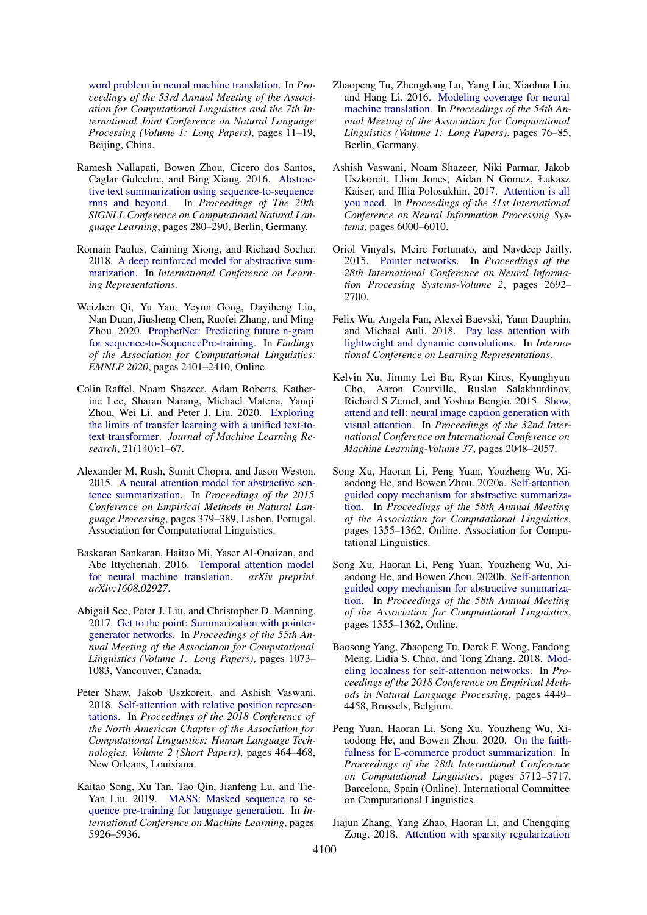word problem in neural machine translation. In *Proceedings of the 53rd Annual Meeting of the Association for Computational Linguistics and the 7th International Joint Conference on Natural Language Processing (Volume 1: Long Papers)*, pages 11–19, Beijing, China.

Ramesh Nallapati, Bowen Zhou, Cicero dos Santos, Caglar Gulcehre, and Bing Xiang. 2016. Abstractive text summarization using sequence-to-sequence rnns and beyond. In *Proceedings of The 20th SIGNLL Conference on Computational Natural Language Learning*, pages 280–290, Berlin, Germany.

Romain Paulus, Caiming Xiong, and Richard Socher. 2018. A deep reinforced model for abstractive summarization. In *International Conference on Learning Representations*.

Weizhen Qi, Yu Yan, Yeyun Gong, Dayiheng Liu, Nan Duan, Jiusheng Chen, Ruofei Zhang, and Ming Zhou. 2020. ProphetNet: Predicting future n-gram for sequence-to-SequencePre-training. In *Findings of the Association for Computational Linguistics: EMNLP 2020*, pages 2401–2410, Online.

Colin Raffel, Noam Shazeer, Adam Roberts, Katherine Lee, Sharan Narang, Michael Matena, Yanqi Zhou, Wei Li, and Peter J. Liu. 2020. Exploring the limits of transfer learning with a unified text-to-text transformer. *Journal of Machine Learning Research*, 21(140):1–67.

Alexander M. Rush, Sumit Chopra, and Jason Weston. 2015. A neural attention model for abstractive sentence summarization. In *Proceedings of the 2015 Conference on Empirical Methods in Natural Language Processing*, pages 379–389, Lisbon, Portugal. Association for Computational Linguistics.

Baskaran Sankaran, Haitao Mi, Yaser Al-Onaizan, and Abe Ittycheriah. 2016. Temporal attention model for neural machine translation. *arXiv preprint arXiv:1608.02927*.

Abigail See, Peter J. Liu, and Christopher D. Manning. 2017. Get to the point: Summarization with pointer-generator networks. In *Proceedings of the 55th Annual Meeting of the Association for Computational Linguistics (Volume 1: Long Papers)*, pages 1073–1083, Vancouver, Canada.

Peter Shaw, Jakob Uszkoreit, and Ashish Vaswani. 2018. Self-attention with relative position representations. In *Proceedings of the 2018 Conference of the North American Chapter of the Association for Computational Linguistics: Human Language Technologies, Volume 2 (Short Papers)*, pages 464–468, New Orleans, Louisiana.

Kaitao Song, Xu Tan, Tao Qin, Jianfeng Lu, and Tie-Yan Liu. 2019. MASS: Masked sequence to sequence pre-training for language generation. In *International Conference on Machine Learning*, pages 5926–5936.

Zhaopeng Tu, Zhengdong Lu, Yang Liu, Xiaohua Liu, and Hang Li. 2016. Modeling coverage for neural machine translation. In *Proceedings of the 54th Annual Meeting of the Association for Computational Linguistics (Volume 1: Long Papers)*, pages 76–85, Berlin, Germany.

Ashish Vaswani, Noam Shazeer, Niki Parmar, Jakob Uszkoreit, Llion Jones, Aidan N Gomez, Łukasz Kaiser, and Illia Polosukhin. 2017. Attention is all you need. In *Proceedings of the 31st International Conference on Neural Information Processing Systems*, pages 6000–6010.

Oriol Vinyals, Meire Fortunato, and Navdeep Jaitly. 2015. Pointer networks. In *Proceedings of the 28th International Conference on Neural Information Processing Systems-Volume 2*, pages 2692–2700.

Felix Wu, Angela Fan, Alexei Baevski, Yann Dauphin, and Michael Auli. 2018. Pay less attention with lightweight and dynamic convolutions. In *International Conference on Learning Representations*.

Kelvin Xu, Jimmy Lei Ba, Ryan Kiros, Kyunghyun Cho, Aaron Courville, Ruslan Salakhutdinov, Richard S Zemel, and Yoshua Bengio. 2015. Show, attend and tell: neural image caption generation with visual attention. In *Proceedings of the 32nd International Conference on International Conference on Machine Learning-Volume 37*, pages 2048–2057.

Song Xu, Haoran Li, Peng Yuan, Youzheng Wu, Xiaodong He, and Bowen Zhou. 2020a. Self-attention guided copy mechanism for abstractive summarization. In *Proceedings of the 58th Annual Meeting of the Association for Computational Linguistics*, pages 1355–1362, Online. Association for Computational Linguistics.

Song Xu, Haoran Li, Peng Yuan, Youzheng Wu, Xiaodong He, and Bowen Zhou. 2020b. Self-attention guided copy mechanism for abstractive summarization. In *Proceedings of the 58th Annual Meeting of the Association for Computational Linguistics*, pages 1355–1362, Online.

Baosong Yang, Zhaopeng Tu, Derek F. Wong, Fandong Meng, Lidia S. Chao, and Tong Zhang. 2018. Modeling localness for self-attention networks. In *Proceedings of the 2018 Conference on Empirical Methods in Natural Language Processing*, pages 4449–4458, Brussels, Belgium.

Peng Yuan, Haoran Li, Song Xu, Youzheng Wu, Xiaodong He, and Bowen Zhou. 2020. On the faithfulness for E-commerce product summarization. In *Proceedings of the 28th International Conference on Computational Linguistics*, pages 5712–5717, Barcelona, Spain (Online). International Committee on Computational Linguistics.

Jiajun Zhang, Yang Zhao, Haoran Li, and Chengqing Zong. 2018. Attention with sparsity regularization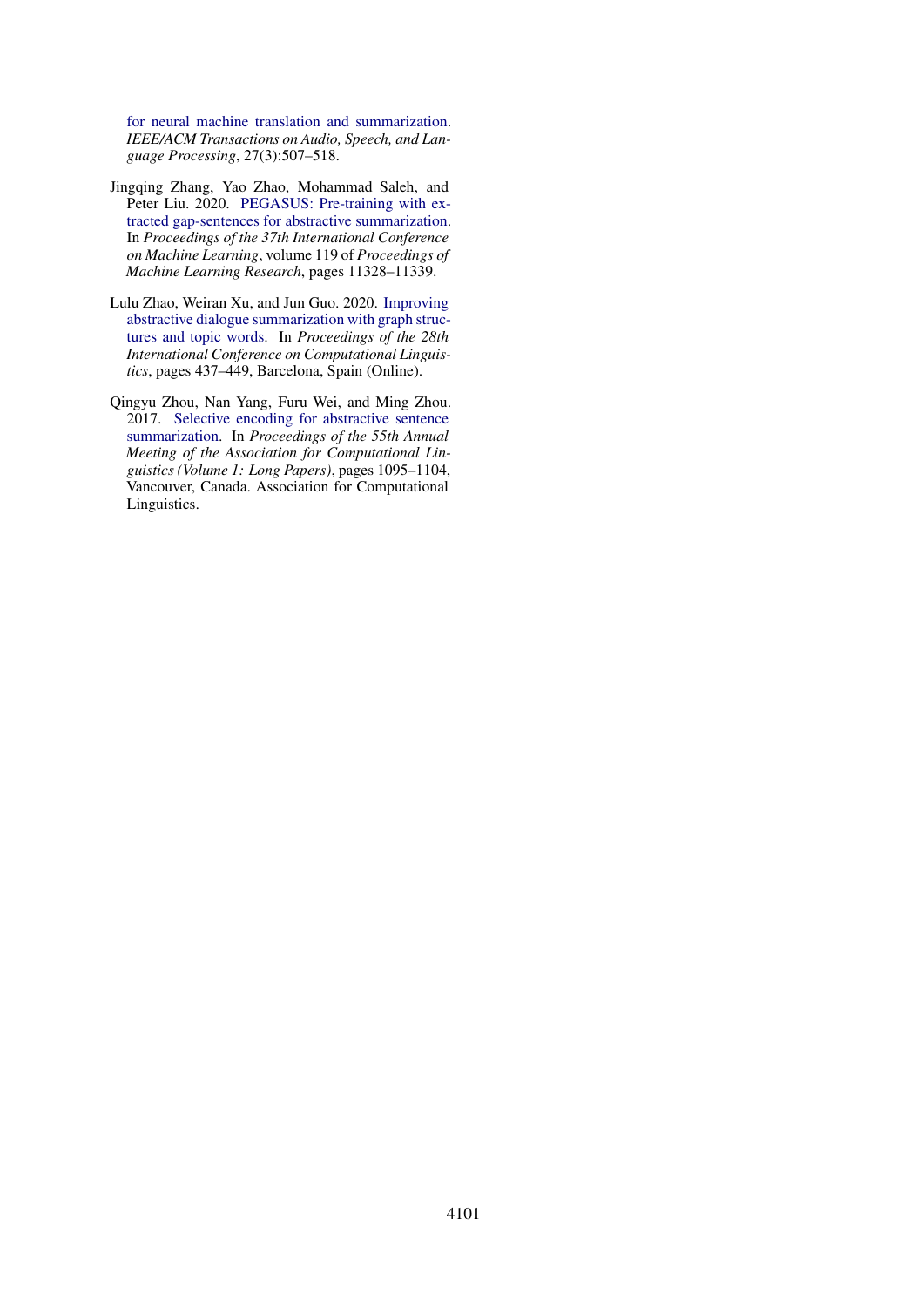for neural machine translation and summarization. *IEEE/ACM Transactions on Audio, Speech, and Language Processing*, 27(3):507–518.

Jingqing Zhang, Yao Zhao, Mohammad Saleh, and Peter Liu. 2020. PEGASUS: Pre-training with extracted gap-sentences for abstractive summarization. In *Proceedings of the 37th International Conference on Machine Learning*, volume 119 of *Proceedings of Machine Learning Research*, pages 11328–11339.

Lulu Zhao, Weiran Xu, and Jun Guo. 2020. Improving abstractive dialogue summarization with graph structures and topic words. In *Proceedings of the 28th International Conference on Computational Linguistics*, pages 437–449, Barcelona, Spain (Online).

Qingyu Zhou, Nan Yang, Furu Wei, and Ming Zhou. 2017. Selective encoding for abstractive sentence summarization. In *Proceedings of the 55th Annual Meeting of the Association for Computational Linguistics (Volume 1: Long Papers)*, pages 1095–1104, Vancouver, Canada. Association for Computational Linguistics.